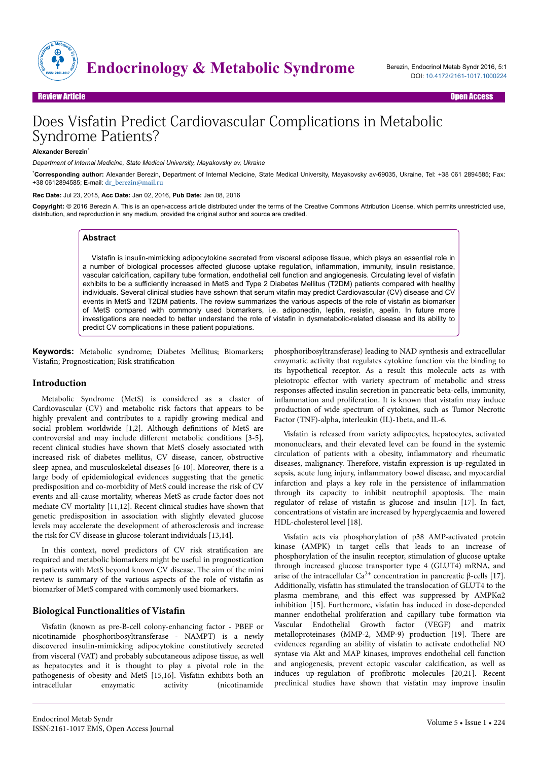Review Article — Open Access

# Does Visfatin Predict Cardiovascular Complications in Metabolic Syndrome Patients?

**Alexander Berezin***

*Department of Internal Medicine, State Medical University, Mayakovsky av, Ukraine*

***Corresponding author:** Alexander Berezin, Department of Internal Medicine, State Medical University, Mayakovsky av-69035, Ukraine, Tel: +38 061 2894585; Fax: +38 0612894585; E-mail: dr_berezin@mail.ru

**Rec Date:** Jul 23, 2015, **Acc Date:** Jan 02, 2016, **Pub Date:** Jan 08, 2016

**Copyright:** © 2016 Berezin A. This is an open-access article distributed under the terms of the Creative Commons Attribution License, which permits unrestricted use, distribution, and reproduction in any medium, provided the original author and source are credited.

## Abstract

Vistafin is insulin-mimicking adipocytokine secreted from visceral adipose tissue, which plays an essential role in a number of biological processes affected glucose uptake regulation, inflammation, immunity, insulin resistance, vascular calcification, capillary tube formation, endothelial cell function and angiogenesis. Circulating level of visfatin exhibits to be a sufficiently increased in MetS and Type 2 Diabetes Mellitus (T2DM) patients compared with healthy individuals. Several clinical studies have sshown that serum vitafin may predict Cardiovascular (CV) disease and CV events in MetS and T2DM patients. The review summarizes the various aspects of the role of vistafin as biomarker of MetS compared with commonly used biomarkers, i.e. adiponectin, leptin, resistin, apelin. In future more investigations are needed to better understand the role of vistafin in dysmetabolic-related disease and its ability to predict CV complications in these patient populations.

**Keywords:** Metabolic syndrome; Diabetes Mellitus; Biomarkers; Vistafin; Prognostication; Risk stratification

## Introduction

Metabolic Syndrome (MetS) is considered as a claster of Cardiovascular (CV) and metabolic risk factors that appears to be highly prevalent and contributes to a rapidly growing medical and social problem worldwide [1,2]. Although definitions of MetS are controversial and may include different metabolic conditions [3-5], recent clinical studies have shown that MetS closely associated with increased risk of diabetes mellitus, CV disease, cancer, obstructive sleep apnea, and musculoskeletal diseases [6-10]. Moreover, there is a large body of epidemiological evidences suggesting that the genetic predisposition and co-morbidity of MetS could increase the risk of CV events and all-cause mortality, whereas MetS as crude factor does not mediate CV mortality [11,12]. Recent clinical studies have shown that genetic predisposition in association with slightly elevated glucose levels may accelerate the development of atherosclerosis and increase the risk for CV disease in glucose-tolerant individuals [13,14].

In this context, novel predictors of CV risk stratification are required and metabolic biomarkers might be useful in prognostication in patients with MetS beyond known CV disease. The aim of the mini review is summary of the various aspects of the role of vistafin as biomarker of MetS compared with commonly used biomarkers.

## Biological Functionalities of Vistafin

Visfatin (known as pre-B-cell colony-enhancing factor - PBEF or nicotinamide phosphoribosyltransferase - NAMPT) is a newly discovered insulin-mimicking adipocytokine constitutively secreted from visceral (VAT) and probably subcutaneous adipose tissue, as well as hepatocytes and it is thought to play a pivotal role in the pathogenesis of obesity and MetS [15,16]. Visfatin exhibits both an intracellular enzymatic activity (nicotinamide phosphoribosyltransferase) leading to NAD synthesis and extracellular enzymatic activity that regulates cytokine function via the binding to its hypothetical receptor. As a result this molecule acts as with pleiotropic effector with variety spectrum of metabolic and stress responses affected insulin secretion in pancreatic beta-cells, immunity, inflammation and proliferation. It is known that vistafin may induce production of wide spectrum of cytokines, such as Tumor Necrotic Factor (TNF)-alpha, interleukin (IL)-1beta, and IL-6.

Visfatin is released from variety adipocytes, hepatocytes, activated mononuclears, and their elevated level can be found in the systemic circulation of patients with a obesity, inflammatory and rheumatic diseases, malignancy. Therefore, vistafin expression is up-regulated in sepsis, acute lung injury, inflammatory bowel disease, and myocardial infarction and plays a key role in the persistence of inflammation through its capacity to inhibit neutrophil apoptosis. The main regulator of relase of vistafin is glucose and insulin [17]. In fact, concentrations of vistafin are increased by hyperglycaemia and lowered HDL-cholesterol level [18].

Visfatin acts via phosphorylation of p38 AMP-activated protein kinase (AMPK) in target cells that leads to an increase of phosphorylation of the insulin receptor, stimulation of glucose uptake through increased glucose transporter type 4 (GLUT4) mRNA, and arise of the intracellular $Ca^{2+}$ concentration in pancreatic β-cells [17]. Additionally, visfatin has stimulated the translocation of GLUT4 to the plasma membrane, and this effect was suppressed by AMPKα2 inhibition [15]. Furthermore, visfatin has induced in dose-depended manner endothelial proliferation and capillary tube formation via Vascular Endothelial Growth factor (VEGF) and matrix metalloproteinases (MMP-2, MMP-9) production [19]. There are evidences regarding an ability of visfatin to activate endothelial NO syntase via Akt and MAP kinases, improves endothelial cell function and angiogenesis, prevent ectopic vascular calcification, as well as induces up-regulation of profibrotic molecules [20,21]. Recent preclinical studies have shown that visfatin may improve insulin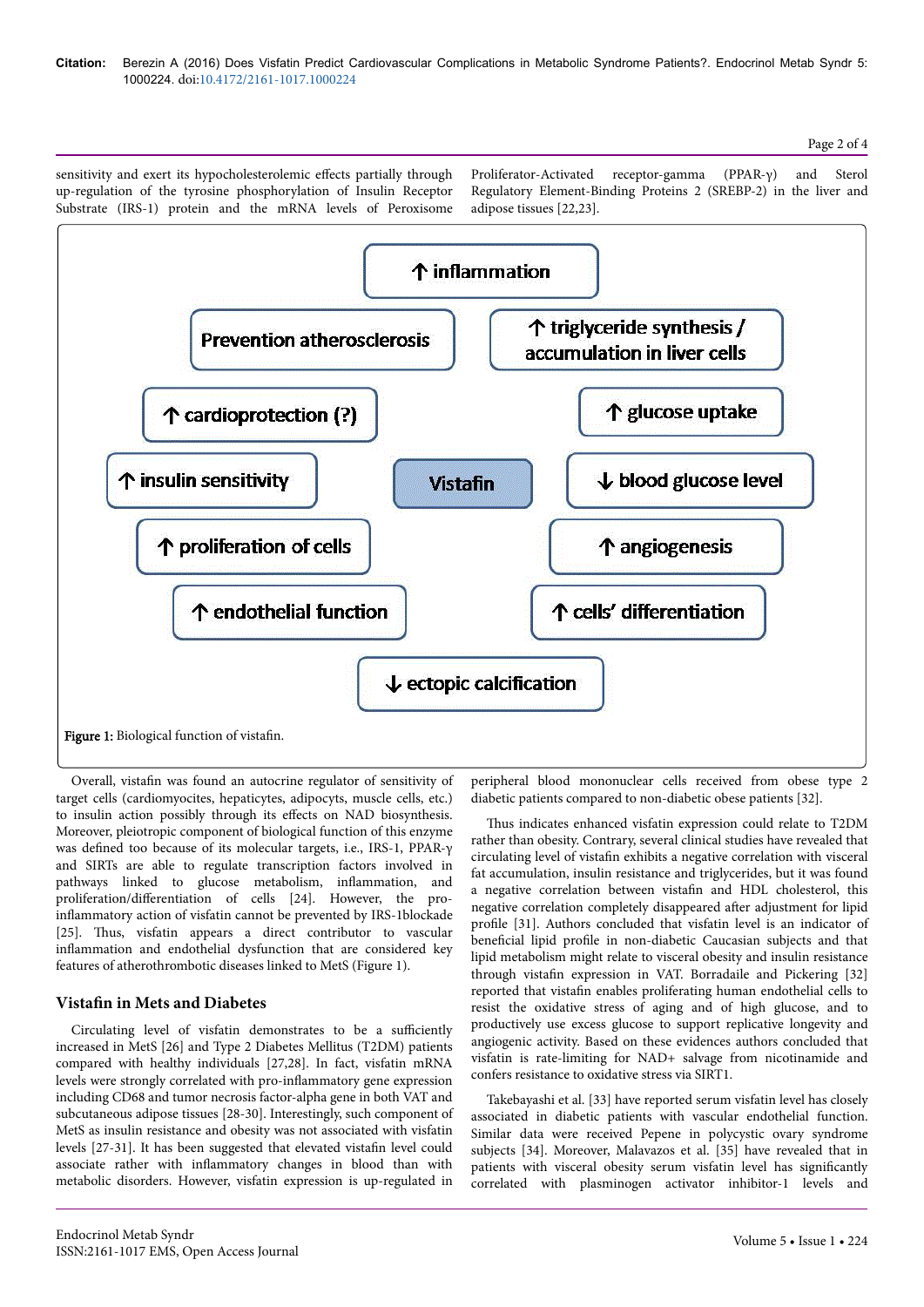sensitivity and exert its hypocholesterolemic effects partially through up-regulation of the tyrosine phosphorylation of Insulin Receptor Substrate (IRS-1) protein and the mRNA levels of Peroxisome Proliferator-Activated receptor-gamma (PPAR-γ) and Sterol Regulatory Element-Binding Proteins 2 (SREBP-2) in the liver and adipose tissues [22,23].

↑ inflammation

Prevention atherosclerosis

↑ triglyceride synthesis / accumulation in liver cells

↑ cardioprotection (?)

↑ glucose uptake

↑ insulin sensitivity

Vistafin

↓ blood glucose level

↑ proliferation of cells

↑ angiogenesis

↑ endothelial function

↑ cells' differentiation

↓ ectopic calcification

**Figure 1:** Biological function of vistafin.

Overall, vistafin was found an autocrine regulator of sensitivity of target cells (cardiomyocites, hepaticytes, adipocyts, muscle cells, etc.) to insulin action possibly through its effects on NAD biosynthesis. Moreover, pleiotropic component of biological function of this enzyme was defined too because of its molecular targets, i.e., IRS-1, PPAR-γ and SIRTs are able to regulate transcription factors involved in pathways linked to glucose metabolism, inflammation, and proliferation/differentiation of cells [24]. However, the pro-inflammatory action of visfatin cannot be prevented by IRS-1blockade [25]. Thus, visfatin appears a direct contributor to vascular inflammation and endothelial dysfunction that are considered key features of atherothrombotic diseases linked to MetS (Figure 1).

## Vistafin in Mets and Diabetes

Circulating level of visfatin demonstrates to be a sufficiently increased in MetS [26] and Type 2 Diabetes Mellitus (T2DM) patients compared with healthy individuals [27,28]. In fact, visfatin mRNA levels were strongly correlated with pro-inflammatory gene expression including CD68 and tumor necrosis factor-alpha gene in both VAT and subcutaneous adipose tissues [28-30]. Interestingly, such component of MetS as insulin resistance and obesity was not associated with visfatin levels [27-31]. It has been suggested that elevated visfatin level could associate rather with inflammatory changes in blood than with metabolic disorders. However, visfatin expression is up-regulated in peripheral blood mononuclear cells received from obese type 2 diabetic patients compared to non-diabetic obese patients [32].

Thus indicates enhanced visfatin expression could relate to T2DM rather than obesity. Contrary, several clinical studies have revealed that circulating level of visfatin exhibits a negative correlation with visceral fat accumulation, insulin resistance and triglycerides, but it was found a negative correlation between vistafin and HDL cholesterol, this negative correlation completely disappeared after adjustment for lipid profile [31]. Authors concluded that visfatin level is an indicator of beneficial lipid profile in non-diabetic Caucasian subjects and that lipid metabolism might relate to visceral obesity and insulin resistance through visfatin expression in VAT. Borradaile and Pickering [32] reported that visfatin enables proliferating human endothelial cells to resist the oxidative stress of aging and of high glucose, and to productively use excess glucose to support replicative longevity and angiogenic activity. Based on these evidences authors concluded that visfatin is rate-limiting for NAD+ salvage from nicotinamide and confers resistance to oxidative stress via SIRT1.

Takebayashi et al. [33] have reported serum visfatin level has closely associated in diabetic patients with vascular endothelial function. Similar data were received Pepene in polycystic ovary syndrome subjects [34]. Moreover, Malavazos et al. [35] have revealed that in patients with visceral obesity serum visfatin level has significantly correlated with plasminogen activator inhibitor-1 levels and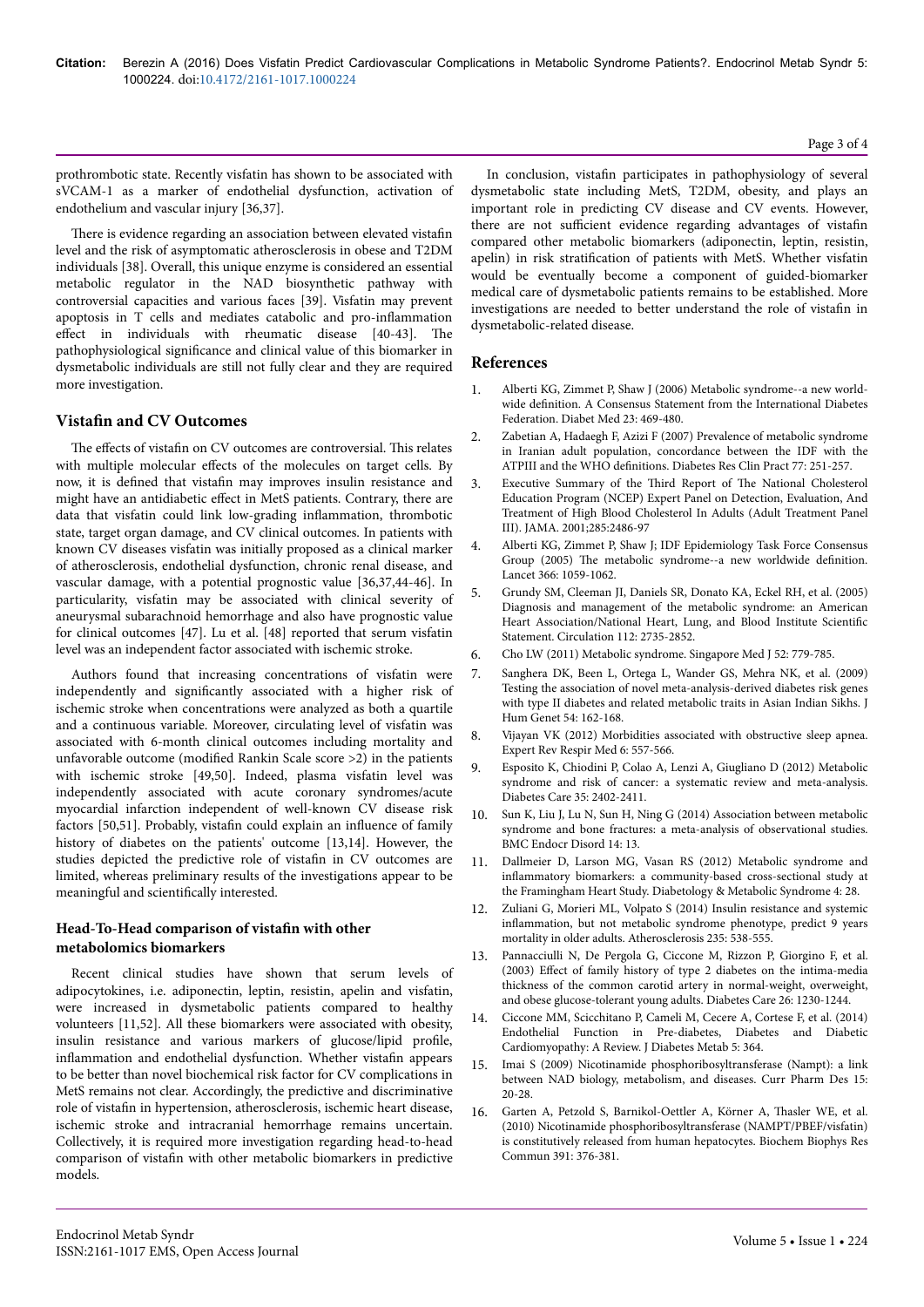prothrombotic state. Recently visfatin has shown to be associated with sVCAM-1 as a marker of endothelial dysfunction, activation of endothelium and vascular injury [36,37].

There is evidence regarding an association between elevated vistafin level and the risk of asymptomatic atherosclerosis in obese and T2DM individuals [38]. Overall, this unique enzyme is considered an essential metabolic regulator in the NAD biosynthetic pathway with controversial capacities and various faces [39]. Visfatin may prevent apoptosis in T cells and mediates catabolic and pro-inflammation effect in individuals with rheumatic disease [40-43]. The pathophysiological significance and clinical value of this biomarker in dysmetabolic individuals are still not fully clear and they are required more investigation.

## Vistafin and CV Outcomes

The effects of vistafin on CV outcomes are controversial. This relates with multiple molecular effects of the molecules on target cells. By now, it is defined that vistafin may improves insulin resistance and might have an antidiabetic effect in MetS patients. Contrary, there are data that visfatin could link low-grading inflammation, thrombotic state, target organ damage, and CV clinical outcomes. In patients with known CV diseases visfatin was initially proposed as a clinical marker of atherosclerosis, endothelial dysfunction, chronic renal disease, and vascular damage, with a potential prognostic value [36,37,44-46]. In particularity, visfatin may be associated with clinical severity of aneurysmal subarachnoid hemorrhage and also have prognostic value for clinical outcomes [47]. Lu et al. [48] reported that serum visfatin level was an independent factor associated with ischemic stroke.

Authors found that increasing concentrations of visfatin were independently and significantly associated with a higher risk of ischemic stroke when concentrations were analyzed as both a quartile and a continuous variable. Moreover, circulating level of visfatin was associated with 6-month clinical outcomes including mortality and unfavorable outcome (modified Rankin Scale score >2) in the patients with ischemic stroke [49,50]. Indeed, plasma visfatin level was independently associated with acute coronary syndromes/acute myocardial infarction independent of well-known CV disease risk factors [50,51]. Probably, vistafin could explain an influence of family history of diabetes on the patients' outcome [13,14]. However, the studies depicted the predictive role of visfatin in CV outcomes are limited, whereas preliminary results of the investigations appear to be meaningful and scientifically interested.

## Head-To-Head comparison of vistafin with other metabolomics biomarkers

Recent clinical studies have shown that serum levels of adipocytokines, i.e. adiponectin, leptin, resistin, apelin and visfatin, were increased in dysmetabolic patients compared to healthy volunteers [11,52]. All these biomarkers were associated with obesity, insulin resistance and various markers of glucose/lipid profile, inflammation and endothelial dysfunction. Whether vistafin appears to be better than novel biochemical risk factor for CV complications in MetS remains not clear. Accordingly, the predictive and discriminative role of vistafin in hypertension, atherosclerosis, ischemic heart disease, ischemic stroke and intracranial hemorrhage remains uncertain. Collectively, it is required more investigation regarding head-to-head comparison of vistafin with other metabolic biomarkers in predictive models.

In conclusion, vistafin participates in pathophysiology of several dysmetabolic state including MetS, T2DM, obesity, and plays an important role in predicting CV disease and CV events. However, there are not sufficient evidence regarding advantages of vistafin compared other metabolic biomarkers (adiponectin, leptin, resistin, apelin) in risk stratification of patients with MetS. Whether visfatin would be eventually become a component of guided-biomarker medical care of dysmetabolic patients remains to be established. More investigations are needed to better understand the role of vistafin in dysmetabolic-related disease.

## References

1. Alberti KG, Zimmet P, Shaw J (2006) Metabolic syndrome--a new world-wide definition. A Consensus Statement from the International Diabetes Federation. Diabet Med 23: 469-480.
2. Zabetian A, Hadaegh F, Azizi F (2007) Prevalence of metabolic syndrome in Iranian adult population, concordance between the IDF with the ATPIII and the WHO definitions. Diabetes Res Clin Pract 77: 251-257.
3. Executive Summary of the Third Report of The National Cholesterol Education Program (NCEP) Expert Panel on Detection, Evaluation, And Treatment of High Blood Cholesterol In Adults (Adult Treatment Panel III). JAMA. 2001;285:2486-97
4. Alberti KG, Zimmet P, Shaw J; IDF Epidemiology Task Force Consensus Group (2005) The metabolic syndrome--a new worldwide definition. Lancet 366: 1059-1062.
5. Grundy SM, Cleeman JI, Daniels SR, Donato KA, Eckel RH, et al. (2005) Diagnosis and management of the metabolic syndrome: an American Heart Association/National Heart, Lung, and Blood Institute Scientific Statement. Circulation 112: 2735-2852.
6. Cho LW (2011) Metabolic syndrome. Singapore Med J 52: 779-785.
7. Sanghera DK, Been L, Ortega L, Wander GS, Mehra NK, et al. (2009) Testing the association of novel meta-analysis-derived diabetes risk genes with type II diabetes and related metabolic traits in Asian Indian Sikhs. J Hum Genet 54: 162-168.
8. Vijayan VK (2012) Morbidities associated with obstructive sleep apnea. Expert Rev Respir Med 6: 557-566.
9. Esposito K, Chiodini P, Colao A, Lenzi A, Giugliano D (2012) Metabolic syndrome and risk of cancer: a systematic review and meta-analysis. Diabetes Care 35: 2402-2411.
10. Sun K, Liu J, Lu N, Sun H, Ning G (2014) Association between metabolic syndrome and bone fractures: a meta-analysis of observational studies. BMC Endocr Disord 14: 13.
11. Dallmeier D, Larson MG, Vasan RS (2012) Metabolic syndrome and inflammatory biomarkers: a community-based cross-sectional study at the Framingham Heart Study. Diabetology & Metabolic Syndrome 4: 28.
12. Zuliani G, Morieri ML, Volpato S (2014) Insulin resistance and systemic inflammation, but not metabolic syndrome phenotype, predict 9 years mortality in older adults. Atherosclerosis 235: 538-555.
13. Pannacciulli N, De Pergola G, Ciccone M, Rizzon P, Giorgino F, et al. (2003) Effect of family history of type 2 diabetes on the intima-media thickness of the common carotid artery in normal-weight, overweight, and obese glucose-tolerant young adults. Diabetes Care 26: 1230-1244.
14. Ciccone MM, Scicchitano P, Cameli M, Cecere A, Cortese F, et al. (2014) Endothelial Function in Pre-diabetes, Diabetes and Diabetic Cardiomyopathy: A Review. J Diabetes Metab 5: 364.
15. Imai S (2009) Nicotinamide phosphoribosyltransferase (Nampt): a link between NAD biology, metabolism, and diseases. Curr Pharm Des 15: 20-28.
16. Garten A, Petzold S, Barnikol-Oettler A, Körner A, Thasler WE, et al. (2010) Nicotinamide phosphoribosyltransferase (NAMPT/PBEF/visfatin) is constitutively released from human hepatocytes. Biochem Biophys Res Commun 391: 376-381.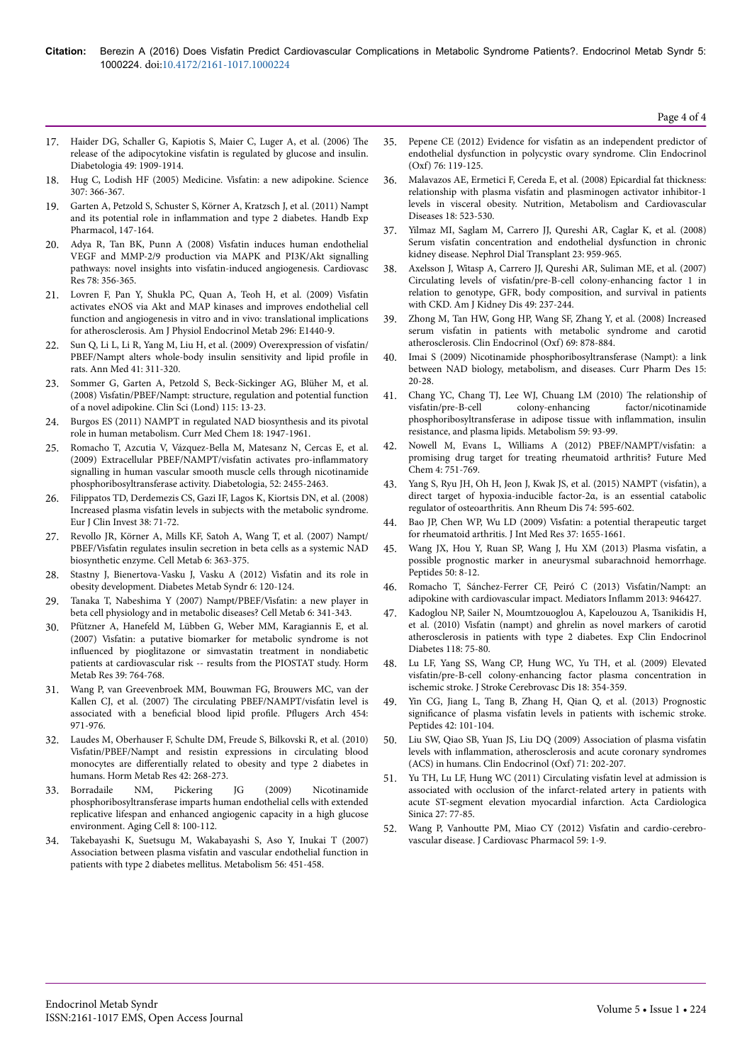17. Haider DG, Schaller G, Kapiotis S, Maier C, Luger A, et al. (2006) The release of the adipocytokine visfatin is regulated by glucose and insulin. Diabetologia 49: 1909-1914.
18. Hug C, Lodish HF (2005) Medicine. Visfatin: a new adipokine. Science 307: 366-367.
19. Garten A, Petzold S, Schuster S, Körner A, Kratzsch J, et al. (2011) Nampt and its potential role in inflammation and type 2 diabetes. Handb Exp Pharmacol, 147-164.
20. Adya R, Tan BK, Punn A (2008) Visfatin induces human endothelial VEGF and MMP-2/9 production via MAPK and PI3K/Akt signalling pathways: novel insights into visfatin-induced angiogenesis. Cardiovasc Res 78: 356-365.
21. Lovren F, Pan Y, Shukla PC, Quan A, Teoh H, et al. (2009) Visfatin activates eNOS via Akt and MAP kinases and improves endothelial cell function and angiogenesis in vitro and in vivo: translational implications for atherosclerosis. Am J Physiol Endocrinol Metab 296: E1440-9.
22. Sun Q, Li L, Li R, Yang M, Liu H, et al. (2009) Overexpression of visfatin/PBEF/Nampt alters whole-body insulin sensitivity and lipid profile in rats. Ann Med 41: 311-320.
23. Sommer G, Garten A, Petzold S, Beck-Sickinger AG, Blüher M, et al. (2008) Visfatin/PBEF/Nampt: structure, regulation and potential function of a novel adipokine. Clin Sci (Lond) 115: 13-23.
24. Burgos ES (2011) NAMPT in regulated NAD biosynthesis and its pivotal role in human metabolism. Curr Med Chem 18: 1947-1961.
25. Romacho T, Azcutia V, Vázquez-Bella M, Matesanz N, Cercas E, et al. (2009) Extracellular PBEF/NAMPT/visfatin activates pro-inflammatory signalling in human vascular smooth muscle cells through nicotinamide phosphoribosyltransferase activity. Diabetologia, 52: 2455-2463.
26. Filippatos TD, Derdemezis CS, Gazi IF, Lagos K, Kiortsis DN, et al. (2008) Increased plasma visfatin levels in subjects with the metabolic syndrome. Eur J Clin Invest 38: 71-72.
27. Revollo JR, Körner A, Mills KF, Satoh A, Wang T, et al. (2007) Nampt/PBEF/Visfatin regulates insulin secretion in beta cells as a systemic NAD biosynthetic enzyme. Cell Metab 6: 363-375.
28. Stastny J, Bienertova-Vasku J, Vasku A (2012) Visfatin and its role in obesity development. Diabetes Metab Syndr 6: 120-124.
29. Tanaka T, Nabeshima Y (2007) Nampt/PBEF/Visfatin: a new player in beta cell physiology and in metabolic diseases? Cell Metab 6: 341-343.
30. Pfützner A, Hanefeld M, Lübben G, Weber MM, Karagiannis E, et al. (2007) Visfatin: a putative biomarker for metabolic syndrome is not influenced by pioglitazone or simvastatin treatment in nondiabetic patients at cardiovascular risk -- results from the PIOSTAT study. Horm Metab Res 39: 764-768.
31. Wang P, van Greevenbroek MM, Bouwman FG, Brouwers MC, van der Kallen CJ, et al. (2007) The circulating PBEF/NAMPT/visfatin level is associated with a beneficial blood lipid profile. Pflugers Arch 454: 971-976.
32. Laudes M, Oberhauser F, Schulte DM, Freude S, Bilkovski R, et al. (2010) Visfatin/PBEF/Nampt and resistin expressions in circulating blood monocytes are differentially related to obesity and type 2 diabetes in humans. Horm Metab Res 42: 268-273.
33. Borradaile NM, Pickering JG (2009) Nicotinamide phosphoribosyltransferase imparts human endothelial cells with extended replicative lifespan and enhanced angiogenic capacity in a high glucose environment. Aging Cell 8: 100-112.
34. Takebayashi K, Suetsugu M, Wakabayashi S, Aso Y, Inukai T (2007) Association between plasma visfatin and vascular endothelial function in patients with type 2 diabetes mellitus. Metabolism 56: 451-458.
35. Pepene CE (2012) Evidence for visfatin as an independent predictor of endothelial dysfunction in polycystic ovary syndrome. Clin Endocrinol (Oxf) 76: 119-125.
36. Malavazos AE, Ermetici F, Cereda E, et al. (2008) Epicardial fat thickness: relationship with plasma visfatin and plasminogen activator inhibitor-1 levels in visceral obesity. Nutrition, Metabolism and Cardiovascular Diseases 18: 523-530.
37. Yilmaz MI, Saglam M, Carrero JJ, Qureshi AR, Caglar K, et al. (2008) Serum visfatin concentration and endothelial dysfunction in chronic kidney disease. Nephrol Dial Transplant 23: 959-965.
38. Axelsson J, Witasp A, Carrero JJ, Qureshi AR, Suliman ME, et al. (2007) Circulating levels of visfatin/pre-B-cell colony-enhancing factor 1 in relation to genotype, GFR, body composition, and survival in patients with CKD. Am J Kidney Dis 49: 237-244.
39. Zhong M, Tan HW, Gong HP, Wang SF, Zhang Y, et al. (2008) Increased serum visfatin in patients with metabolic syndrome and carotid atherosclerosis. Clin Endocrinol (Oxf) 69: 878-884.
40. Imai S (2009) Nicotinamide phosphoribosyltransferase (Nampt): a link between NAD biology, metabolism, and diseases. Curr Pharm Des 15: 20-28.
41. Chang YC, Chang TJ, Lee WJ, Chuang LM (2010) The relationship of visfatin/pre-B-cell colony-enhancing factor/nicotinamide phosphoribosyltransferase in adipose tissue with inflammation, insulin resistance, and plasma lipids. Metabolism 59: 93-99.
42. Nowell M, Evans L, Williams A (2012) PBEF/NAMPT/visfatin: a promising drug target for treating rheumatoid arthritis? Future Med Chem 4: 751-769.
43. Yang S, Ryu JH, Oh H, Jeon J, Kwak JS, et al. (2015) NAMPT (visfatin), a direct target of hypoxia-inducible factor-2α, is an essential catabolic regulator of osteoarthritis. Ann Rheum Dis 74: 595-602.
44. Bao JP, Chen WP, Wu LD (2009) Visfatin: a potential therapeutic target for rheumatoid arthritis. J Int Med Res 37: 1655-1661.
45. Wang JX, Hou Y, Ruan SP, Wang J, Hu XM (2013) Plasma visfatin, a possible prognostic marker in aneurysmal subarachnoid hemorrhage. Peptides 50: 8-12.
46. Romacho T, Sánchez-Ferrer CF, Peiró C (2013) Visfatin/Nampt: an adipokine with cardiovascular impact. Mediators Inflamm 2013: 946427.
47. Kadoglou NP, Sailer N, Moumtzouoglou A, Kapelouzou A, Tsanikidis H, et al. (2010) Visfatin (nampt) and ghrelin as novel markers of carotid atherosclerosis in patients with type 2 diabetes. Exp Clin Endocrinol Diabetes 118: 75-80.
48. Lu LF, Yang SS, Wang CP, Hung WC, Yu TH, et al. (2009) Elevated visfatin/pre-B-cell colony-enhancing factor plasma concentration in ischemic stroke. J Stroke Cerebrovasc Dis 18: 354-359.
49. Yin CG, Jiang L, Tang B, Zhang H, Qian Q, et al. (2013) Prognostic significance of plasma visfatin levels in patients with ischemic stroke. Peptides 42: 101-104.
50. Liu SW, Qiao SB, Yuan JS, Liu DQ (2009) Association of plasma visfatin levels with inflammation, atherosclerosis and acute coronary syndromes (ACS) in humans. Clin Endocrinol (Oxf) 71: 202-207.
51. Yu TH, Lu LF, Hung WC (2011) Circulating visfatin level at admission is associated with occlusion of the infarct-related artery in patients with acute ST-segment elevation myocardial infarction. Acta Cardiologica Sinica 27: 77-85.
52. Wang P, Vanhoutte PM, Miao CY (2012) Visfatin and cardio-cerebro-vascular disease. J Cardiovasc Pharmacol 59: 1-9.